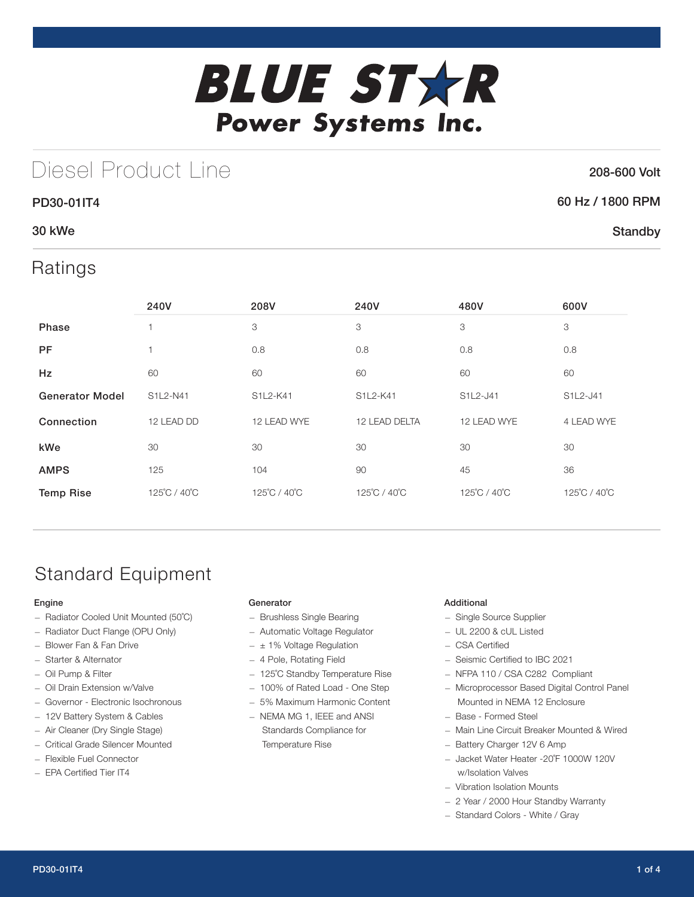# BLUE STAR Power Systems Inc.

## Diesel Product Line

**208-600 Volt**

**PD30-01IT4**

**60 Hz / 1800 RPM**

**30 kWe**

**Standby**

## Ratings

| | 240V | 208V | 240V | 480V | 600V |
|---|---|---|---|---|---|
| **Phase** | 1 | 3 | 3 | 3 | 3 |
| **PF** | 1 | 0.8 | 0.8 | 0.8 | 0.8 |
| **Hz** | 60 | 60 | 60 | 60 | 60 |
| **Generator Model** | S1L2-N41 | S1L2-K41 | S1L2-K41 | S1L2-J41 | S1L2-J41 |
| **Connection** | 12 LEAD DD | 12 LEAD WYE | 12 LEAD DELTA | 12 LEAD WYE | 4 LEAD WYE |
| **kWe** | 30 | 30 | 30 | 30 | 30 |
| **AMPS** | 125 | 104 | 90 | 45 | 36 |
| **Temp Rise** | 125˚C / 40˚C | 125˚C / 40˚C | 125˚C / 40˚C | 125˚C / 40˚C | 125˚C / 40˚C |

## Standard Equipment

### Engine

- Radiator Cooled Unit Mounted (50˚C)
- Radiator Duct Flange (OPU Only)
- Blower Fan & Fan Drive
- Starter & Alternator
- Oil Pump & Filter
- Oil Drain Extension w/Valve
- Governor - Electronic Isochronous
- 12V Battery System & Cables
- Air Cleaner (Dry Single Stage)
- Critical Grade Silencer Mounted
- Flexible Fuel Connector
- EPA Certified Tier IT4

### Generator

- Brushless Single Bearing
- Automatic Voltage Regulator
- ± 1% Voltage Regulation
- 4 Pole, Rotating Field
- 125˚C Standby Temperature Rise
- 100% of Rated Load - One Step
- 5% Maximum Harmonic Content
- NEMA MG 1, IEEE and ANSI Standards Compliance for Temperature Rise

### Additional

- Single Source Supplier
- UL 2200 & cUL Listed
- CSA Certified
- Seismic Certified to IBC 2021
- NFPA 110 / CSA C282 Compliant
- Microprocessor Based Digital Control Panel Mounted in NEMA 12 Enclosure
- Base - Formed Steel
- Main Line Circuit Breaker Mounted & Wired
- Battery Charger 12V 6 Amp
- Jacket Water Heater -20˚F 1000W 120V w/Isolation Valves
- Vibration Isolation Mounts
- 2 Year / 2000 Hour Standby Warranty
- Standard Colors - White / Gray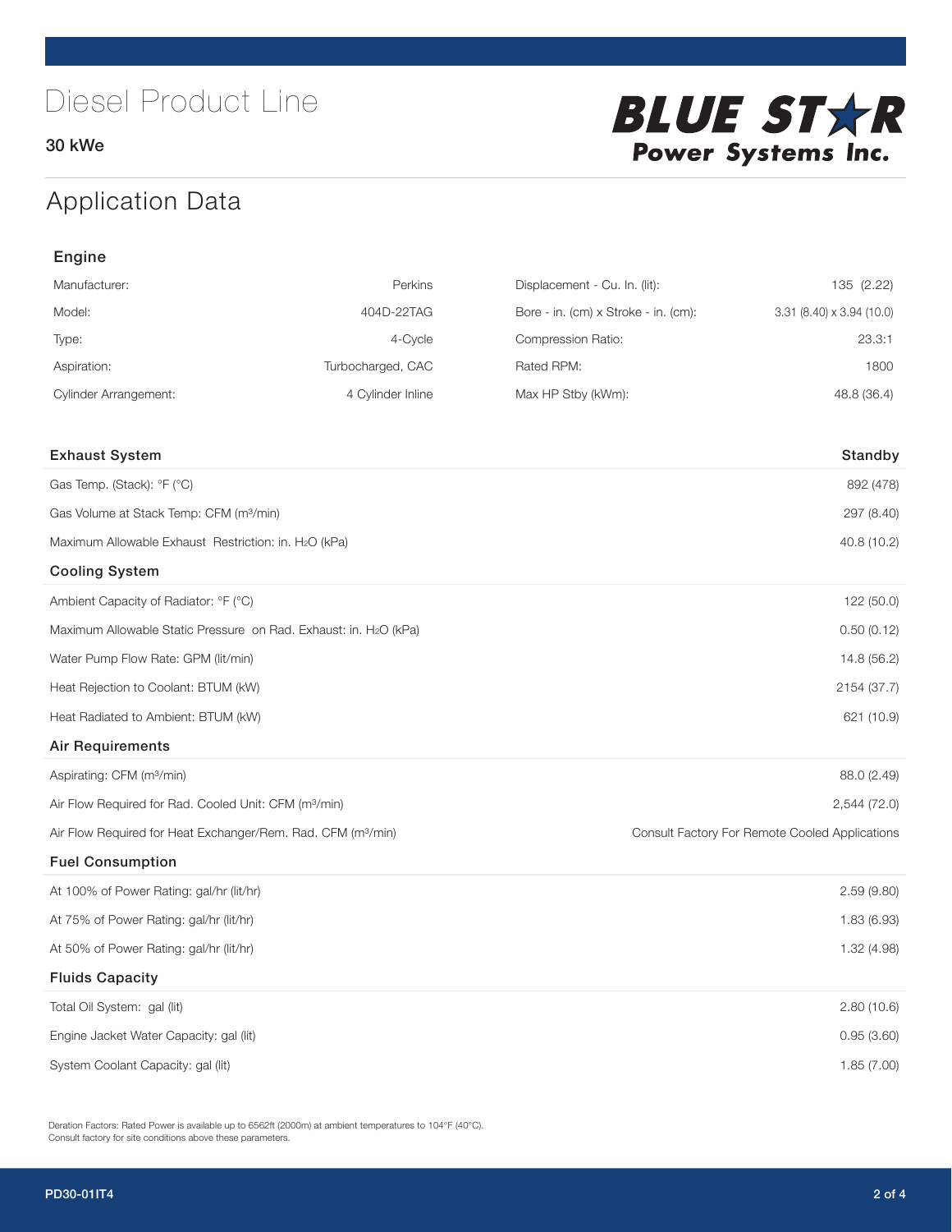# Diesel Product Line

30 kWe

BLUE STAR Power Systems Inc.

## Application Data

### Engine

| | | | |
|---|---|---|---|
| Manufacturer: | Perkins | Displacement - Cu. In. (lit): | 135 (2.22) |
| Model: | 404D-22TAG | Bore - in. (cm) x Stroke - in. (cm): | 3.31 (8.40) x 3.94 (10.0) |
| Type: | 4-Cycle | Compression Ratio: | 23.3:1 |
| Aspiration: | Turbocharged, CAC | Rated RPM: | 1800 |
| Cylinder Arrangement: | 4 Cylinder Inline | Max HP Stby (kWm): | 48.8 (36.4) |

| Exhaust System | Standby |
|---|---|
| Gas Temp. (Stack): °F (°C) | 892 (478) |
| Gas Volume at Stack Temp: CFM (m³/min) | 297 (8.40) |
| Maximum Allowable Exhaust Restriction: in. $H_2O$ (kPa) | 40.8 (10.2) |
| **Cooling System** | |
| Ambient Capacity of Radiator: °F (°C) | 122 (50.0) |
| Maximum Allowable Static Pressure on Rad. Exhaust: in. $H_2O$ (kPa) | 0.50 (0.12) |
| Water Pump Flow Rate: GPM (lit/min) | 14.8 (56.2) |
| Heat Rejection to Coolant: BTUM (kW) | 2154 (37.7) |
| Heat Radiated to Ambient: BTUM (kW) | 621 (10.9) |
| **Air Requirements** | |
| Aspirating: CFM (m³/min) | 88.0 (2.49) |
| Air Flow Required for Rad. Cooled Unit: CFM (m³/min) | 2,544 (72.0) |
| Air Flow Required for Heat Exchanger/Rem. Rad. CFM (m³/min) | Consult Factory For Remote Cooled Applications |
| **Fuel Consumption** | |
| At 100% of Power Rating: gal/hr (lit/hr) | 2.59 (9.80) |
| At 75% of Power Rating: gal/hr (lit/hr) | 1.83 (6.93) |
| At 50% of Power Rating: gal/hr (lit/hr) | 1.32 (4.98) |
| **Fluids Capacity** | |
| Total Oil System: gal (lit) | 2.80 (10.6) |
| Engine Jacket Water Capacity: gal (lit) | 0.95 (3.60) |
| System Coolant Capacity: gal (lit) | 1.85 (7.00) |

Deration Factors: Rated Power is available up to 6562ft (2000m) at ambient temperatures to 104°F (40°C).
Consult factory for site conditions above these parameters.

PD30-01IT4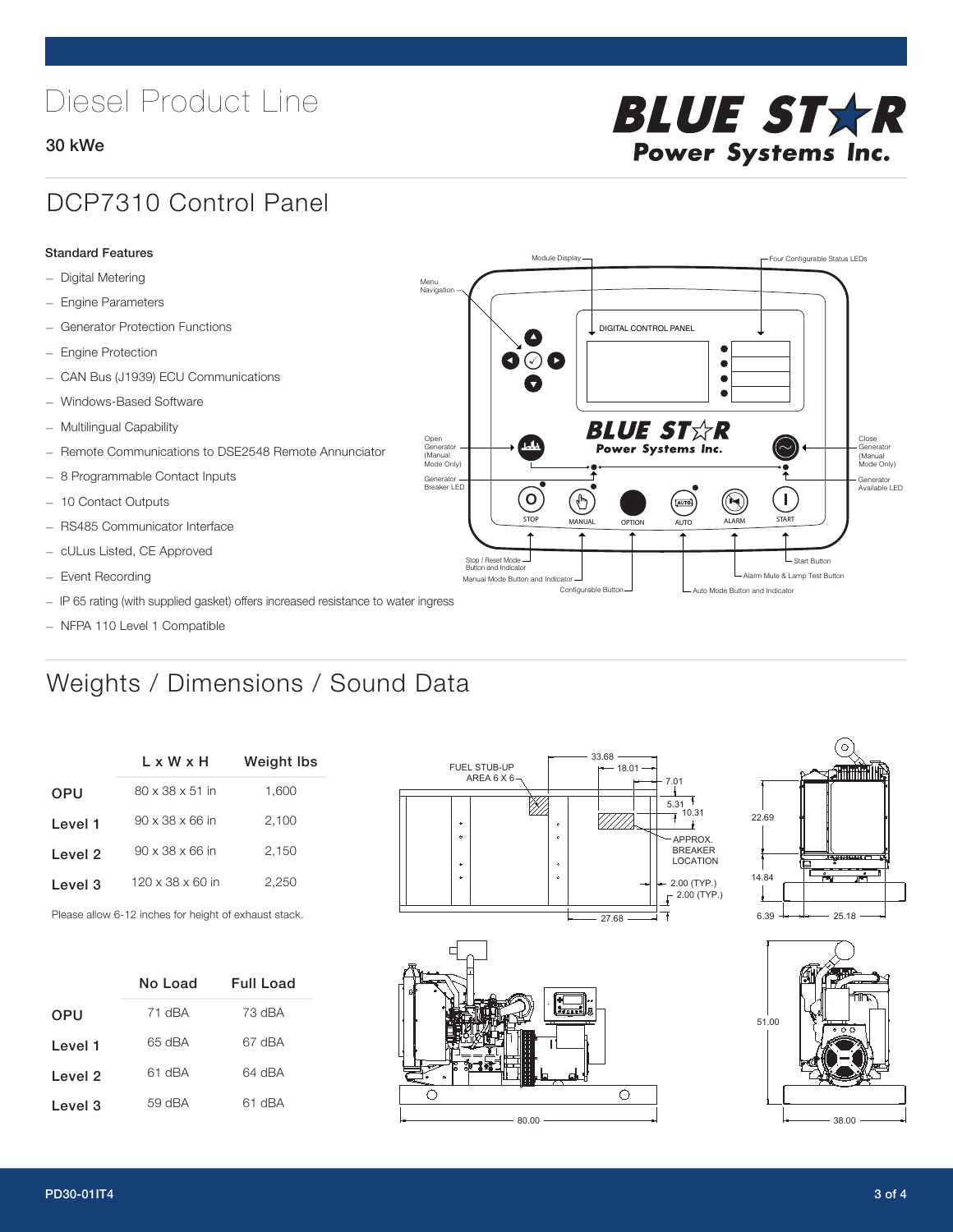# Diesel Product Line

**30 kWe**

**BLUE STAR Power Systems Inc.**

## DCP7310 Control Panel

**Standard Features**

- Digital Metering
- Engine Parameters
- Generator Protection Functions
- Engine Protection
- CAN Bus (J1939) ECU Communications
- Windows-Based Software
- Multilingual Capability
- Remote Communications to DSE2548 Remote Annunciator
- 8 Programmable Contact Inputs
- 10 Contact Outputs
- RS485 Communicator Interface
- cULus Listed, CE Approved
- Event Recording
- IP 65 rating (with supplied gasket) offers increased resistance to water ingress
- NFPA 110 Level 1 Compatible

Module Display — Four Configurable Status LEDs — Menu Navigation — DIGITAL CONTROL PANEL — Open Generator (Manual Mode Only) — Close Generator (Manual Mode Only) — Generator Breaker LED — Generator Available LED — STOP — MANUAL — OPTION — AUTO — ALARM — START — Stop / Reset Mode Button and Indicator — Manual Mode Button and Indicator — Configurable Button — Auto Mode Button and Indicator — Alarm Mute & Lamp Test Button — Start Button

## Weights / Dimensions / Sound Data

| | L x W x H | Weight lbs |
|---|---|---|
| OPU | 80 x 38 x 51 in | 1,600 |
| Level 1 | 90 x 38 x 66 in | 2,100 |
| Level 2 | 90 x 38 x 66 in | 2,150 |
| Level 3 | 120 x 38 x 60 in | 2,250 |

Please allow 6-12 inches for height of exhaust stack.

| | No Load | Full Load |
|---|---|---|
| OPU | 71 dBA | 73 dBA |
| Level 1 | 65 dBA | 67 dBA |
| Level 2 | 61 dBA | 64 dBA |
| Level 3 | 59 dBA | 61 dBA |

FUEL STUB-UP AREA 6 X 6 — 33.68 — 18.01 — 7.01 — 5.31 — 10.31 — APPROX. BREAKER LOCATION — 2.00 (TYP.) — 2.00 (TYP.) — 27.68 — 22.69 — 14.84 — 6.39 — 25.18 — 51.00 — 80.00 — 38.00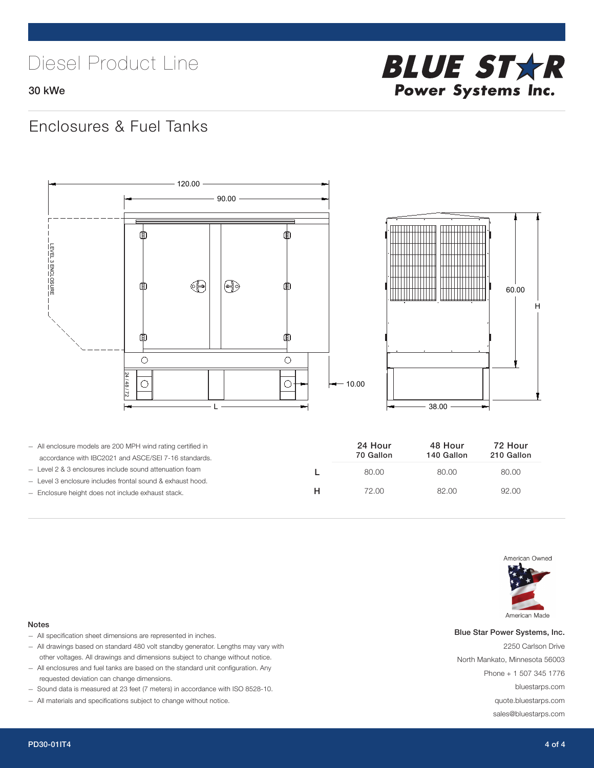# Diesel Product Line

30 kWe

## Enclosures & Fuel Tanks

120.00

90.00

LEVEL 3 ENCLOSURE

24 / 48 / 72

10.00

L

60.00

H

38.00

- All enclosure models are 200 MPH wind rating certified in accordance with IBC2021 and ASCE/SEI 7-16 standards.
- Level 2 & 3 enclosures include sound attenuation foam
- Level 3 enclosure includes frontal sound & exhaust hood.
- Enclosure height does not include exhaust stack.

| | 24 Hour 70 Gallon | 48 Hour 140 Gallon | 72 Hour 210 Gallon |
|---|---|---|---|
| L | 80.00 | 80.00 | 80.00 |
| H | 72.00 | 82.00 | 92.00 |

American Owned

American Made

### Notes

- All specification sheet dimensions are represented in inches.
- All drawings based on standard 480 volt standby generator. Lengths may vary with other voltages. All drawings and dimensions subject to change without notice.
- All enclosures and fuel tanks are based on the standard unit configuration. Any requested deviation can change dimensions.
- Sound data is measured at 23 feet (7 meters) in accordance with ISO 8528-10.
- All materials and specifications subject to change without notice.

**Blue Star Power Systems, Inc.**

2250 Carlson Drive
North Mankato, Minnesota 56003
Phone + 1 507 345 1776
bluestarps.com
quote.bluestarps.com
sales@bluestarps.com

PD30-01IT4